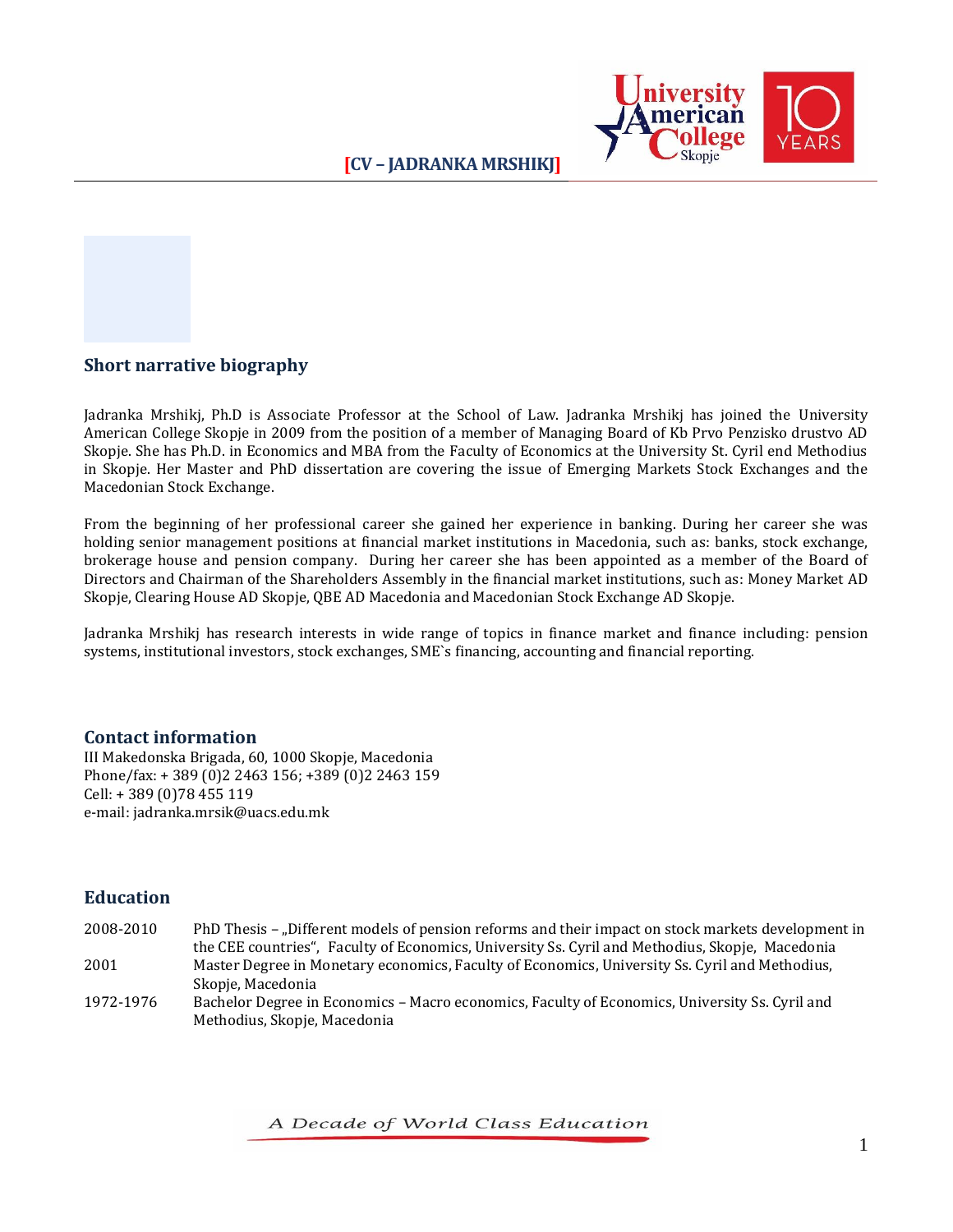## Short narrative biography

Jadranka Mrshikj, Ph.D is Associate Professor at the School of Law. Jadranka Mrshikj has joined the University American College Skopje in 2009 from the position of a member of Managing Board of Kb Prvo Penzisko drustvo AD Skopje. She has Ph.D. in Economics and MBA from the Faculty of Economics at the University St. Cyril end Methodius in Skopje. Her Master and PhD dissertation are covering the issue of Emerging Markets Stock Exchanges and the Macedonian Stock Exchange.

From the beginning of her professional career she gained her experience in banking. During her career she was holding senior management positions at financial market institutions in Macedonia, such as: banks, stock exchange, brokerage house and pension company. During her career she has been appointed as a member of the Board of Directors and Chairman of the Shareholders Assembly in the financial market institutions, such as: Money Market AD Skopje, Clearing House AD Skopje, QBE AD Macedonia and Macedonian Stock Exchange AD Skopje.

Jadranka Mrshikj has research interests in wide range of topics in finance market and finance including: pension systems, institutional investors, stock exchanges, SME`s financing, accounting and financial reporting.

## Contact information

III Makedonska Brigada, 60, 1000 Skopje, Macedonia
Phone/fax: + 389 (0)2 2463 156; +389 (0)2 2463 159
Cell: + 389 (0)78 455 119
e-mail: jadranka.mrsik@uacs.edu.mk

## Education

| | |
|---|---|
| 2008-2010 | PhD Thesis – „Different models of pension reforms and their impact on stock markets development in the CEE countries", Faculty of Economics, University Ss. Cyril and Methodius, Skopje, Macedonia |
| 2001 | Master Degree in Monetary economics, Faculty of Economics, University Ss. Cyril and Methodius, Skopje, Macedonia |
| 1972-1976 | Bachelor Degree in Economics – Macro economics, Faculty of Economics, University Ss. Cyril and Methodius, Skopje, Macedonia |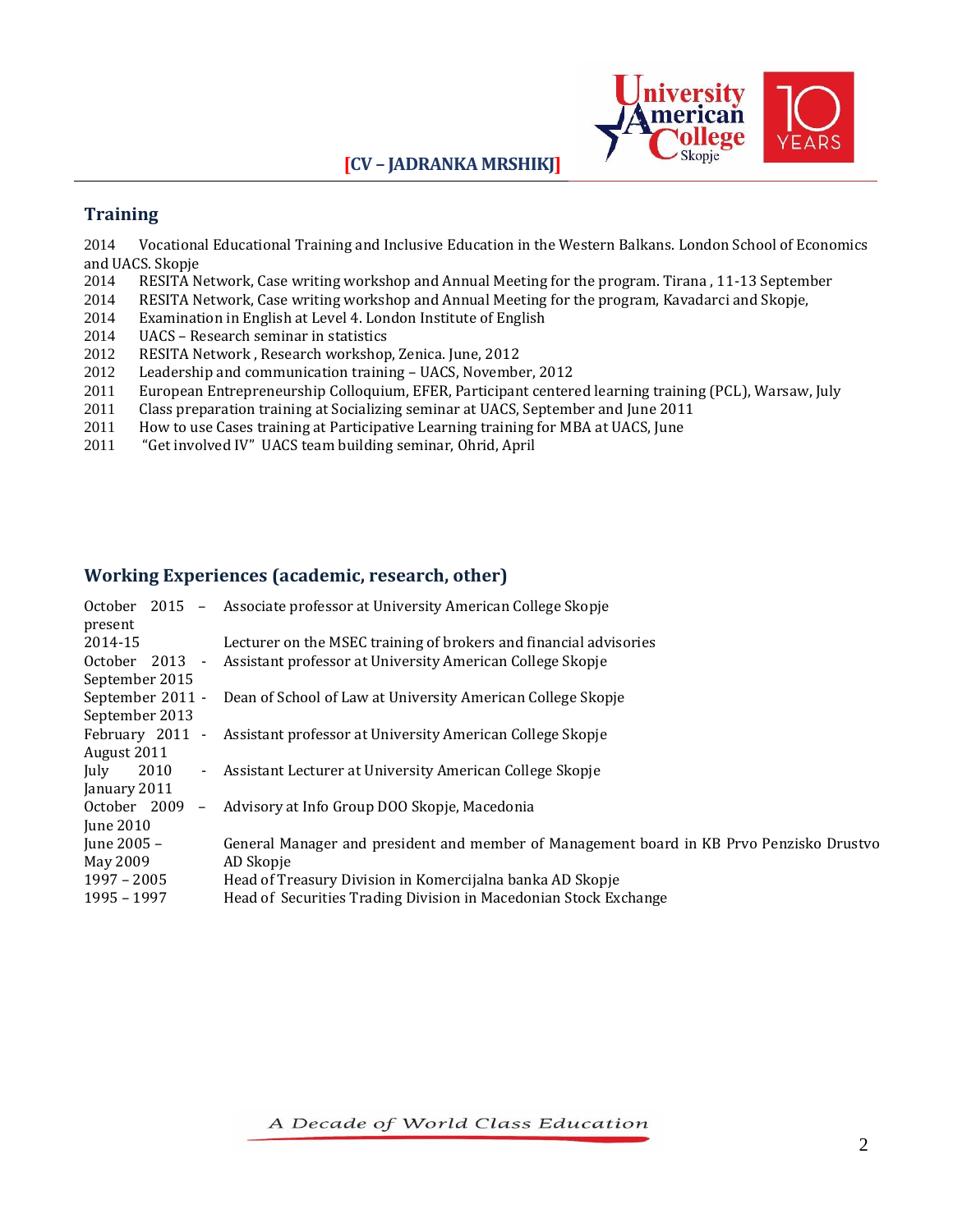## Training

2014 Vocational Educational Training and Inclusive Education in the Western Balkans. London School of Economics and UACS. Skopje
2014 RESITA Network, Case writing workshop and Annual Meeting for the program. Tirana , 11-13 September
2014 RESITA Network, Case writing workshop and Annual Meeting for the program, Kavadarci and Skopje,
2014 Examination in English at Level 4. London Institute of English
2014 UACS – Research seminar in statistics
2012 RESITA Network , Research workshop, Zenica. June, 2012
2012 Leadership and communication training – UACS, November, 2012
2011 European Entrepreneurship Colloquium, EFER, Participant centered learning training (PCL), Warsaw, July
2011 Class preparation training at Socializing seminar at UACS, September and June 2011
2011 How to use Cases training at Participative Learning training for MBA at UACS, June
2011 "Get involved IV" UACS team building seminar, Ohrid, April

## Working Experiences (academic, research, other)

| | |
|---|---|
| October 2015 – present | Associate professor at University American College Skopje |
| 2014-15 | Lecturer on the MSEC training of brokers and financial advisories |
| October 2013 - September 2015 | Assistant professor at University American College Skopje |
| September 2011 - September 2013 | Dean of School of Law at University American College Skopje |
| February 2011 - August 2011 | Assistant professor at University American College Skopje |
| July 2010 - January 2011 | Assistant Lecturer at University American College Skopje |
| October 2009 – June 2010 | Advisory at Info Group DOO Skopje, Macedonia |
| June 2005 – May 2009 | General Manager and president and member of Management board in KB Prvo Penzisko Drustvo AD Skopje |
| 1997 – 2005 | Head of Treasury Division in Komercijalna banka AD Skopje |
| 1995 – 1997 | Head of Securities Trading Division in Macedonian Stock Exchange |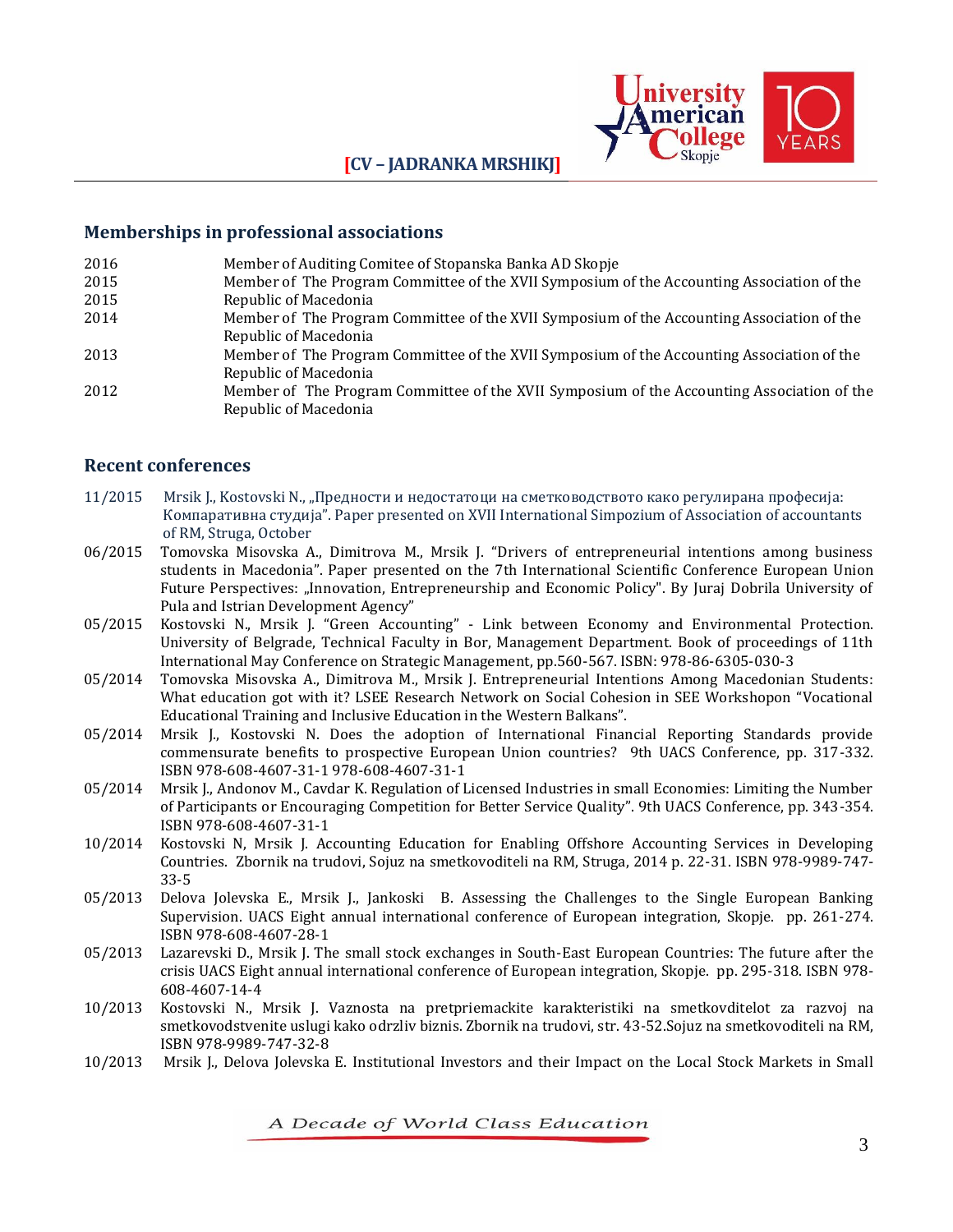## Memberships in professional associations

| | |
|---|---|
| 2016 | Member of Auditing Comitee of Stopanska Banka AD Skopje |
| 2015 | Member of The Program Committee of the XVII Symposium of the Accounting Association of the Republic of Macedonia |
| 2015 | |
| 2014 | Member of The Program Committee of the XVII Symposium of the Accounting Association of the Republic of Macedonia |
| 2013 | Member of The Program Committee of the XVII Symposium of the Accounting Association of the Republic of Macedonia |
| 2012 | Member of The Program Committee of the XVII Symposium of the Accounting Association of the Republic of Macedonia |

## Recent conferences

| | |
|---|---|
| 11/2015 | Mrsik J., Kostovski N., „Предности и недостатоци на сметководството како регулирана професија: Компаративна студија". Paper presented on XVII International Simpozium of Association of accountants of RM, Struga, October |
| 06/2015 | Tomovska Misovska A., Dimitrova M., Mrsik J. "Drivers of entrepreneurial intentions among business students in Macedonia". Paper presented on the 7th International Scientific Conference European Union Future Perspectives: „Innovation, Entrepreneurship and Economic Policy". By Juraj Dobrila University of Pula and Istrian Development Agency" |
| 05/2015 | Kostovski N., Mrsik J. "Green Accounting" - Link between Economy and Environmental Protection. University of Belgrade, Technical Faculty in Bor, Management Department. Book of proceedings of 11th International May Conference on Strategic Management, pp.560-567. ISBN: 978-86-6305-030-3 |
| 05/2014 | Tomovska Misovska A., Dimitrova M., Mrsik J. Entrepreneurial Intentions Among Macedonian Students: What education got with it? LSEE Research Network on Social Cohesion in SEE Workshopon "Vocational Educational Training and Inclusive Education in the Western Balkans". |
| 05/2014 | Mrsik J., Kostovski N. Does the adoption of International Financial Reporting Standards provide commensurate benefits to prospective European Union countries? 9th UACS Conference, pp. 317-332. ISBN 978-608-4607-31-1 978-608-4607-31-1 |
| 05/2014 | Mrsik J., Andonov M., Cavdar K. Regulation of Licensed Industries in small Economies: Limiting the Number of Participants or Encouraging Competition for Better Service Quality". 9th UACS Conference, pp. 343-354. ISBN 978-608-4607-31-1 |
| 10/2014 | Kostovski N, Mrsik J. Accounting Education for Enabling Offshore Accounting Services in Developing Countries. Zbornik na trudovi, Sojuz na smetkovoditeli na RM, Struga, 2014 p. 22-31. ISBN 978-9989-747-33-5 |
| 05/2013 | Delova Jolevska E., Mrsik J., Jankoski B. Assessing the Challenges to the Single European Banking Supervision. UACS Eight annual international conference of European integration, Skopje. pp. 261-274. ISBN 978-608-4607-28-1 |
| 05/2013 | Lazarevski D., Mrsik J. The small stock exchanges in South-East European Countries: The future after the crisis UACS Eight annual international conference of European integration, Skopje. pp. 295-318. ISBN 978-608-4607-14-4 |
| 10/2013 | Kostovski N., Mrsik J. Vaznosta na pretpriemackite karakteristiki na smetkovditelot za razvoj na smetkovodstvenite uslugi kako odrzliv biznis. Zbornik na trudovi, str. 43-52.Sojuz na smetkovoditeli na RM, ISBN 978-9989-747-32-8 |
| 10/2013 | Mrsik J., Delova Jolevska E. Institutional Investors and their Impact on the Local Stock Markets in Small |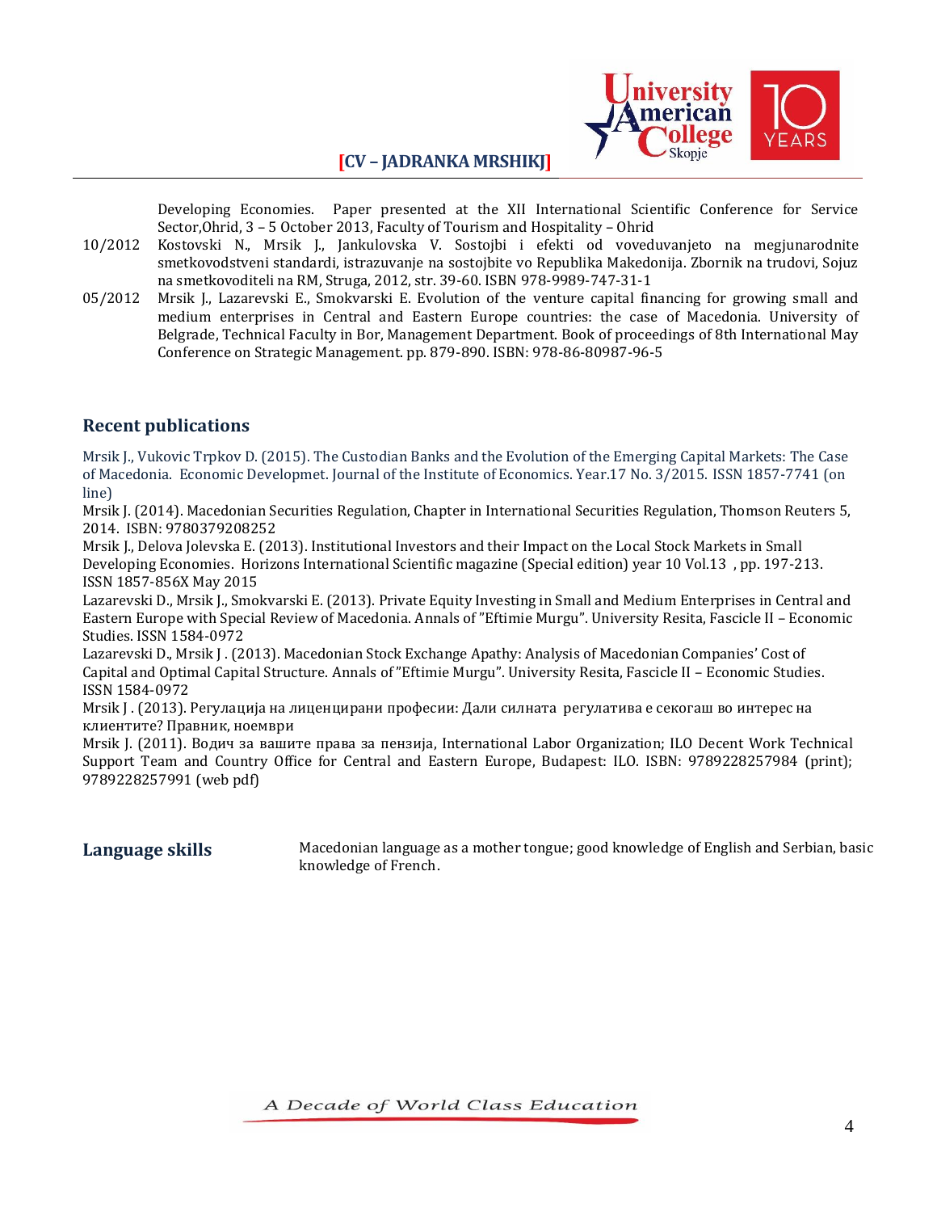Developing Economies. Paper presented at the XII International Scientific Conference for Service Sector,Ohrid, 3 – 5 October 2013, Faculty of Tourism and Hospitality – Ohrid

10/2012 Kostovski N., Mrsik J., Jankulovska V. Sostojbi i efekti od voveduvanjeto na megjunarodnite smetkovodstveni standardi, istrazuvanje na sostojbite vo Republika Makedonija. Zbornik na trudovi, Sojuz na smetkovoditeli na RM, Struga, 2012, str. 39-60. ISBN 978-9989-747-31-1

05/2012 Mrsik J., Lazarevski E., Smokvarski E. Evolution of the venture capital financing for growing small and medium enterprises in Central and Eastern Europe countries: the case of Macedonia. University of Belgrade, Technical Faculty in Bor, Management Department. Book of proceedings of 8th International May Conference on Strategic Management. pp. 879-890. ISBN: 978-86-80987-96-5

## Recent publications

Mrsik J., Vukovic Trpkov D. (2015). The Custodian Banks and the Evolution of the Emerging Capital Markets: The Case of Macedonia. Economic Developmet. Journal of the Institute of Economics. Year.17 No. 3/2015. ISSN 1857-7741 (on line)

Mrsik J. (2014). Macedonian Securities Regulation, Chapter in International Securities Regulation, Thomson Reuters 5, 2014. ISBN: 9780379208252

Mrsik J., Delova Jolevska E. (2013). Institutional Investors and their Impact on the Local Stock Markets in Small Developing Economies. Horizons International Scientific magazine (Special edition) year 10 Vol.13 , pp. 197-213. ISSN 1857-856X May 2015

Lazarevski D., Mrsik J., Smokvarski E. (2013). Private Equity Investing in Small and Medium Enterprises in Central and Eastern Europe with Special Review of Macedonia. Annals of "Eftimie Murgu". University Resita, Fascicle II – Economic Studies. ISSN 1584-0972

Lazarevski D., Mrsik J . (2013). Macedonian Stock Exchange Apathy: Analysis of Macedonian Companies' Cost of Capital and Optimal Capital Structure. Annals of "Eftimie Murgu". University Resita, Fascicle II – Economic Studies. ISSN 1584-0972

Mrsik J . (2013). Регулација на лиценцирани професии: Дали силната регулатива е секогаш во интерес на клиентите? Правник, ноември

Mrsik J. (2011). Водич за вашите права за пензија, International Labor Organization; ILO Decent Work Technical Support Team and Country Office for Central and Eastern Europe, Budapest: ILO. ISBN: 9789228257984 (print); 9789228257991 (web pdf)

## Language skills

Macedonian language as a mother tongue; good knowledge of English and Serbian, basic knowledge of French.